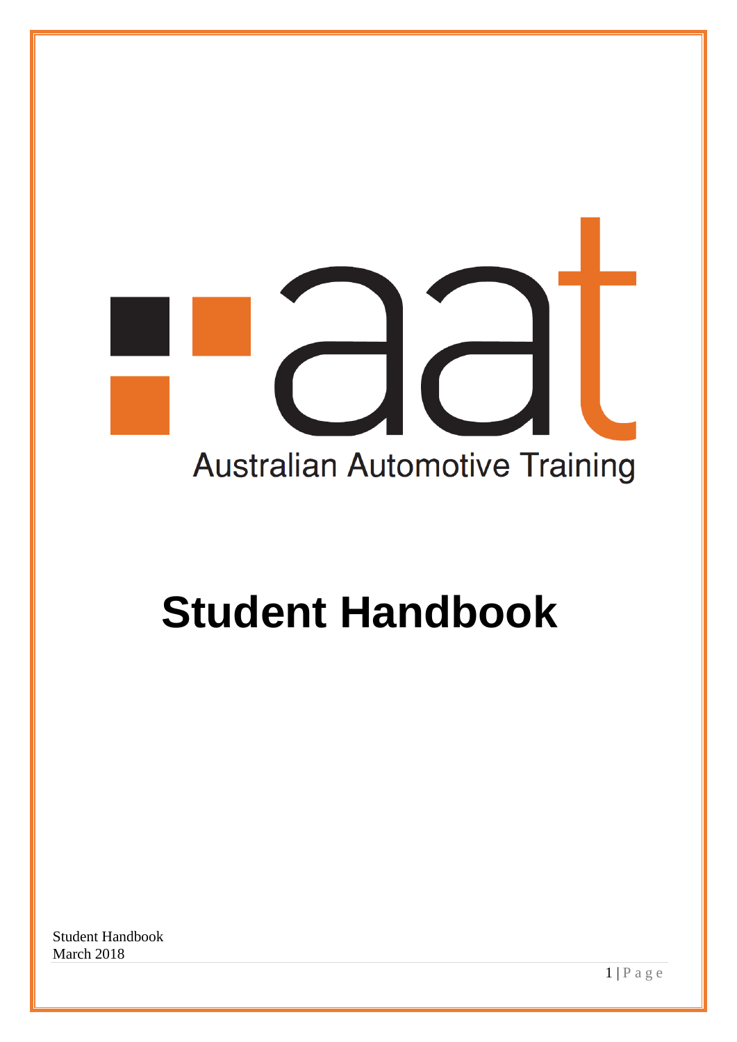aat

Australian Automotive Training

# Student Handbook

Student Handbook
March 2018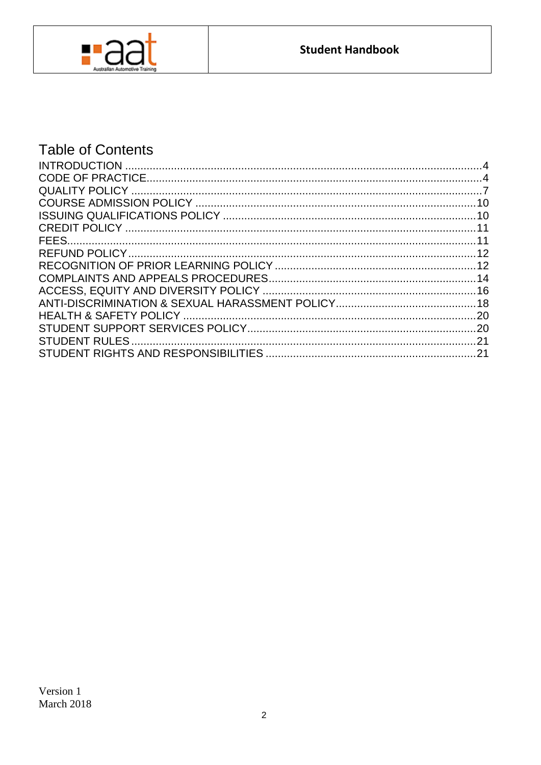# Table of Contents

| | |
|---|---|
| INTRODUCTION | 4 |
| CODE OF PRACTICE | 4 |
| QUALITY POLICY | 7 |
| COURSE ADMISSION POLICY | 10 |
| ISSUING QUALIFICATIONS POLICY | 10 |
| CREDIT POLICY | 11 |
| FEES | 11 |
| REFUND POLICY | 12 |
| RECOGNITION OF PRIOR LEARNING POLICY | 12 |
| COMPLAINTS AND APPEALS PROCEDURES | 14 |
| ACCESS, EQUITY AND DIVERSITY POLICY | 16 |
| ANTI-DISCRIMINATION & SEXUAL HARASSMENT POLICY | 18 |
| HEALTH & SAFETY POLICY | 20 |
| STUDENT SUPPORT SERVICES POLICY | 20 |
| STUDENT RULES | 21 |
| STUDENT RIGHTS AND RESPONSIBILITIES | 21 |

Version 1
March 2018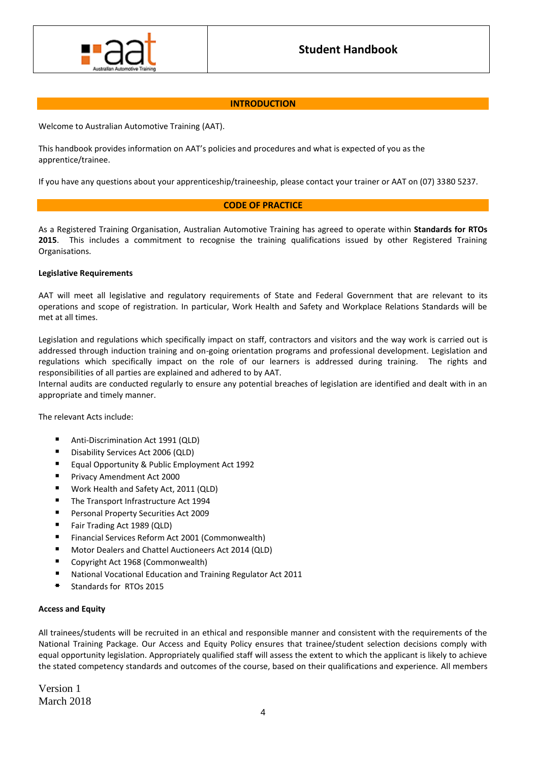## INTRODUCTION

Welcome to Australian Automotive Training (AAT).

This handbook provides information on AAT's policies and procedures and what is expected of you as the apprentice/trainee.

If you have any questions about your apprenticeship/traineeship, please contact your trainer or AAT on (07) 3380 5237.

## CODE OF PRACTICE

As a Registered Training Organisation, Australian Automotive Training has agreed to operate within **Standards for RTOs 2015**. This includes a commitment to recognise the training qualifications issued by other Registered Training Organisations.

**Legislative Requirements**

AAT will meet all legislative and regulatory requirements of State and Federal Government that are relevant to its operations and scope of registration. In particular, Work Health and Safety and Workplace Relations Standards will be met at all times.

Legislation and regulations which specifically impact on staff, contractors and visitors and the way work is carried out is addressed through induction training and on-going orientation programs and professional development. Legislation and regulations which specifically impact on the role of our learners is addressed during training. The rights and responsibilities of all parties are explained and adhered to by AAT.
Internal audits are conducted regularly to ensure any potential breaches of legislation are identified and dealt with in an appropriate and timely manner.

The relevant Acts include:

- Anti-Discrimination Act 1991 (QLD)
- Disability Services Act 2006 (QLD)
- Equal Opportunity & Public Employment Act 1992
- Privacy Amendment Act 2000
- Work Health and Safety Act, 2011 (QLD)
- The Transport Infrastructure Act 1994
- Personal Property Securities Act 2009
- Fair Trading Act 1989 (QLD)
- Financial Services Reform Act 2001 (Commonwealth)
- Motor Dealers and Chattel Auctioneers Act 2014 (QLD)
- Copyright Act 1968 (Commonwealth)
- National Vocational Education and Training Regulator Act 2011
- Standards for RTOs 2015

**Access and Equity**

All trainees/students will be recruited in an ethical and responsible manner and consistent with the requirements of the National Training Package. Our Access and Equity Policy ensures that trainee/student selection decisions comply with equal opportunity legislation. Appropriately qualified staff will assess the extent to which the applicant is likely to achieve the stated competency standards and outcomes of the course, based on their qualifications and experience. All members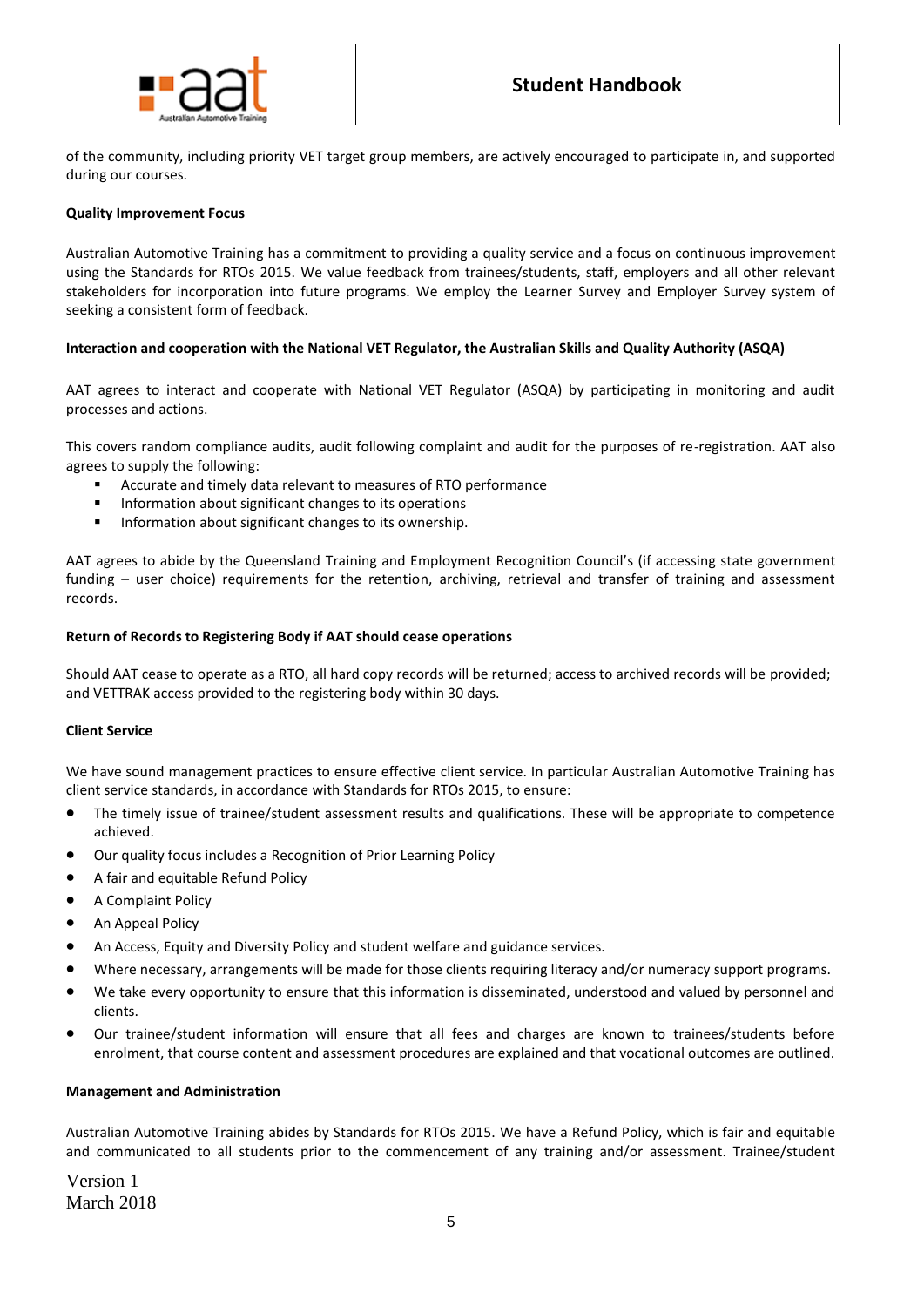of the community, including priority VET target group members, are actively encouraged to participate in, and supported during our courses.

**Quality Improvement Focus**

Australian Automotive Training has a commitment to providing a quality service and a focus on continuous improvement using the Standards for RTOs 2015. We value feedback from trainees/students, staff, employers and all other relevant stakeholders for incorporation into future programs. We employ the Learner Survey and Employer Survey system of seeking a consistent form of feedback.

**Interaction and cooperation with the National VET Regulator, the Australian Skills and Quality Authority (ASQA)**

AAT agrees to interact and cooperate with National VET Regulator (ASQA) by participating in monitoring and audit processes and actions.

This covers random compliance audits, audit following complaint and audit for the purposes of re-registration. AAT also agrees to supply the following:

- Accurate and timely data relevant to measures of RTO performance
- Information about significant changes to its operations
- Information about significant changes to its ownership.

AAT agrees to abide by the Queensland Training and Employment Recognition Council's (if accessing state government funding – user choice) requirements for the retention, archiving, retrieval and transfer of training and assessment records.

**Return of Records to Registering Body if AAT should cease operations**

Should AAT cease to operate as a RTO, all hard copy records will be returned; access to archived records will be provided; and VETTRAK access provided to the registering body within 30 days.

**Client Service**

We have sound management practices to ensure effective client service. In particular Australian Automotive Training has client service standards, in accordance with Standards for RTOs 2015, to ensure:

- The timely issue of trainee/student assessment results and qualifications. These will be appropriate to competence achieved.
- Our quality focus includes a Recognition of Prior Learning Policy
- A fair and equitable Refund Policy
- A Complaint Policy
- An Appeal Policy
- An Access, Equity and Diversity Policy and student welfare and guidance services.
- Where necessary, arrangements will be made for those clients requiring literacy and/or numeracy support programs.
- We take every opportunity to ensure that this information is disseminated, understood and valued by personnel and clients.
- Our trainee/student information will ensure that all fees and charges are known to trainees/students before enrolment, that course content and assessment procedures are explained and that vocational outcomes are outlined.

**Management and Administration**

Australian Automotive Training abides by Standards for RTOs 2015. We have a Refund Policy, which is fair and equitable and communicated to all students prior to the commencement of any training and/or assessment. Trainee/student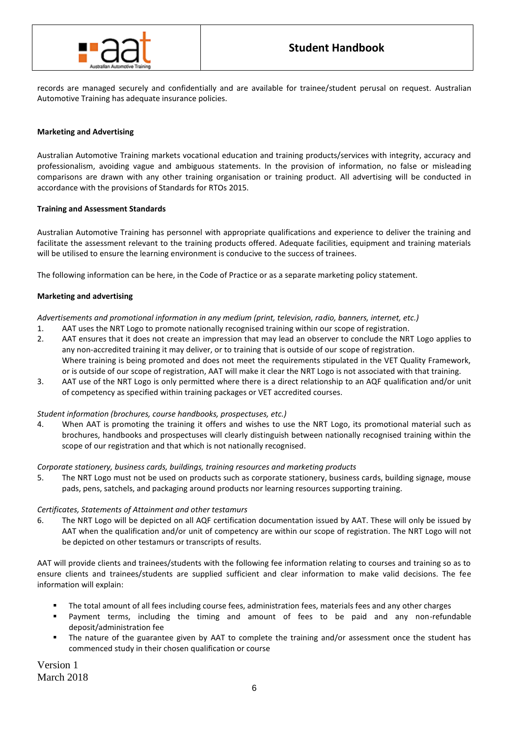records are managed securely and confidentially and are available for trainee/student perusal on request. Australian Automotive Training has adequate insurance policies.

**Marketing and Advertising**

Australian Automotive Training markets vocational education and training products/services with integrity, accuracy and professionalism, avoiding vague and ambiguous statements. In the provision of information, no false or misleading comparisons are drawn with any other training organisation or training product. All advertising will be conducted in accordance with the provisions of Standards for RTOs 2015.

**Training and Assessment Standards**

Australian Automotive Training has personnel with appropriate qualifications and experience to deliver the training and facilitate the assessment relevant to the training products offered. Adequate facilities, equipment and training materials will be utilised to ensure the learning environment is conducive to the success of trainees.

The following information can be here, in the Code of Practice or as a separate marketing policy statement.

**Marketing and advertising**

*Advertisements and promotional information in any medium (print, television, radio, banners, internet, etc.)*

1. AAT uses the NRT Logo to promote nationally recognised training within our scope of registration.
2. AAT ensures that it does not create an impression that may lead an observer to conclude the NRT Logo applies to any non-accredited training it may deliver, or to training that is outside of our scope of registration.
   Where training is being promoted and does not meet the requirements stipulated in the VET Quality Framework, or is outside of our scope of registration, AAT will make it clear the NRT Logo is not associated with that training.
3. AAT use of the NRT Logo is only permitted where there is a direct relationship to an AQF qualification and/or unit of competency as specified within training packages or VET accredited courses.

*Student information (brochures, course handbooks, prospectuses, etc.)*

4. When AAT is promoting the training it offers and wishes to use the NRT Logo, its promotional material such as brochures, handbooks and prospectuses will clearly distinguish between nationally recognised training within the scope of our registration and that which is not nationally recognised.

*Corporate stationery, business cards, buildings, training resources and marketing products*

5. The NRT Logo must not be used on products such as corporate stationery, business cards, building signage, mouse pads, pens, satchels, and packaging around products nor learning resources supporting training.

*Certificates, Statements of Attainment and other testamurs*

6. The NRT Logo will be depicted on all AQF certification documentation issued by AAT. These will only be issued by AAT when the qualification and/or unit of competency are within our scope of registration. The NRT Logo will not be depicted on other testamurs or transcripts of results.

AAT will provide clients and trainees/students with the following fee information relating to courses and training so as to ensure clients and trainees/students are supplied sufficient and clear information to make valid decisions. The fee information will explain:

- The total amount of all fees including course fees, administration fees, materials fees and any other charges
- Payment terms, including the timing and amount of fees to be paid and any non-refundable deposit/administration fee
- The nature of the guarantee given by AAT to complete the training and/or assessment once the student has commenced study in their chosen qualification or course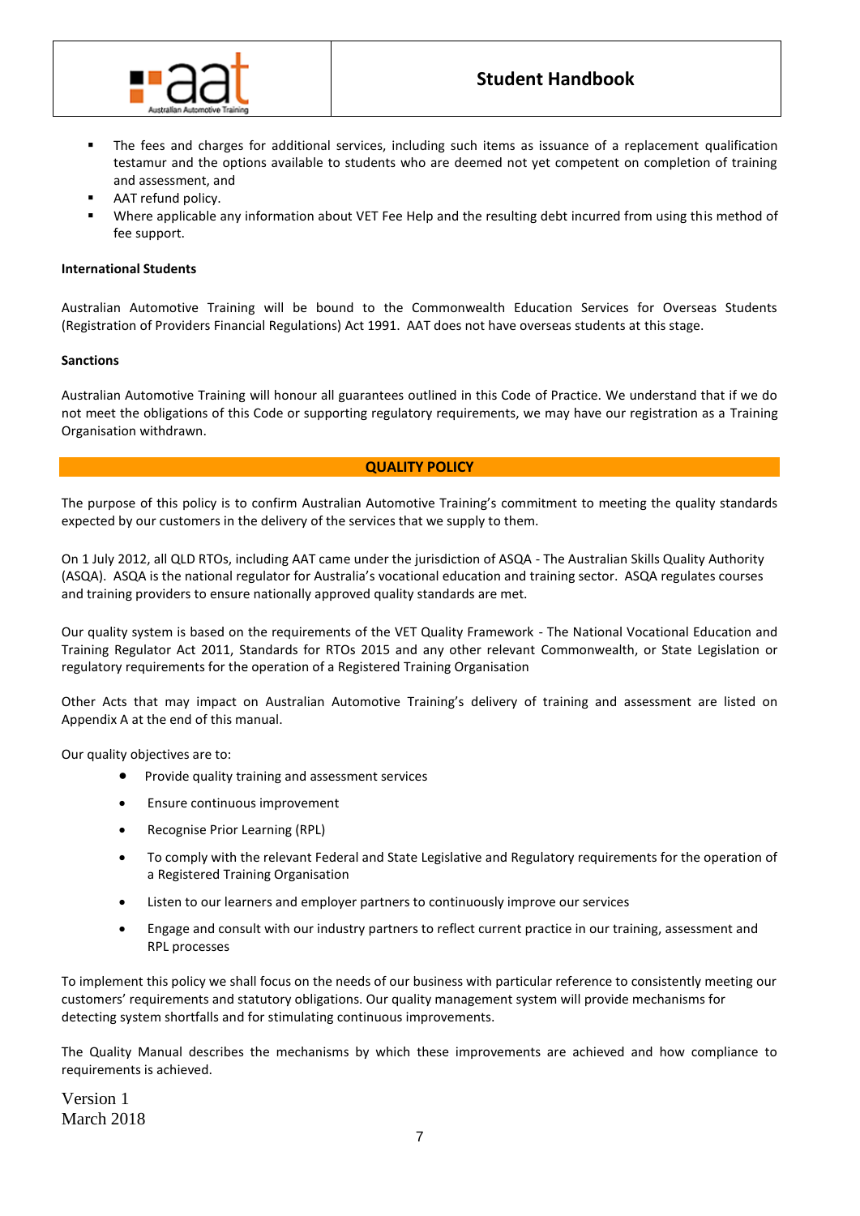- The fees and charges for additional services, including such items as issuance of a replacement qualification testamur and the options available to students who are deemed not yet competent on completion of training and assessment, and
- AAT refund policy.
- Where applicable any information about VET Fee Help and the resulting debt incurred from using this method of fee support.

**International Students**

Australian Automotive Training will be bound to the Commonwealth Education Services for Overseas Students (Registration of Providers Financial Regulations) Act 1991. AAT does not have overseas students at this stage.

**Sanctions**

Australian Automotive Training will honour all guarantees outlined in this Code of Practice. We understand that if we do not meet the obligations of this Code or supporting regulatory requirements, we may have our registration as a Training Organisation withdrawn.

## QUALITY POLICY

The purpose of this policy is to confirm Australian Automotive Training's commitment to meeting the quality standards expected by our customers in the delivery of the services that we supply to them.

On 1 July 2012, all QLD RTOs, including AAT came under the jurisdiction of ASQA - The Australian Skills Quality Authority (ASQA). ASQA is the national regulator for Australia's vocational education and training sector. ASQA regulates courses and training providers to ensure nationally approved quality standards are met.

Our quality system is based on the requirements of the VET Quality Framework - The National Vocational Education and Training Regulator Act 2011, Standards for RTOs 2015 and any other relevant Commonwealth, or State Legislation or regulatory requirements for the operation of a Registered Training Organisation

Other Acts that may impact on Australian Automotive Training's delivery of training and assessment are listed on Appendix A at the end of this manual.

Our quality objectives are to:

- Provide quality training and assessment services
- Ensure continuous improvement
- Recognise Prior Learning (RPL)
- To comply with the relevant Federal and State Legislative and Regulatory requirements for the operation of a Registered Training Organisation
- Listen to our learners and employer partners to continuously improve our services
- Engage and consult with our industry partners to reflect current practice in our training, assessment and RPL processes

To implement this policy we shall focus on the needs of our business with particular reference to consistently meeting our customers' requirements and statutory obligations. Our quality management system will provide mechanisms for detecting system shortfalls and for stimulating continuous improvements.

The Quality Manual describes the mechanisms by which these improvements are achieved and how compliance to requirements is achieved.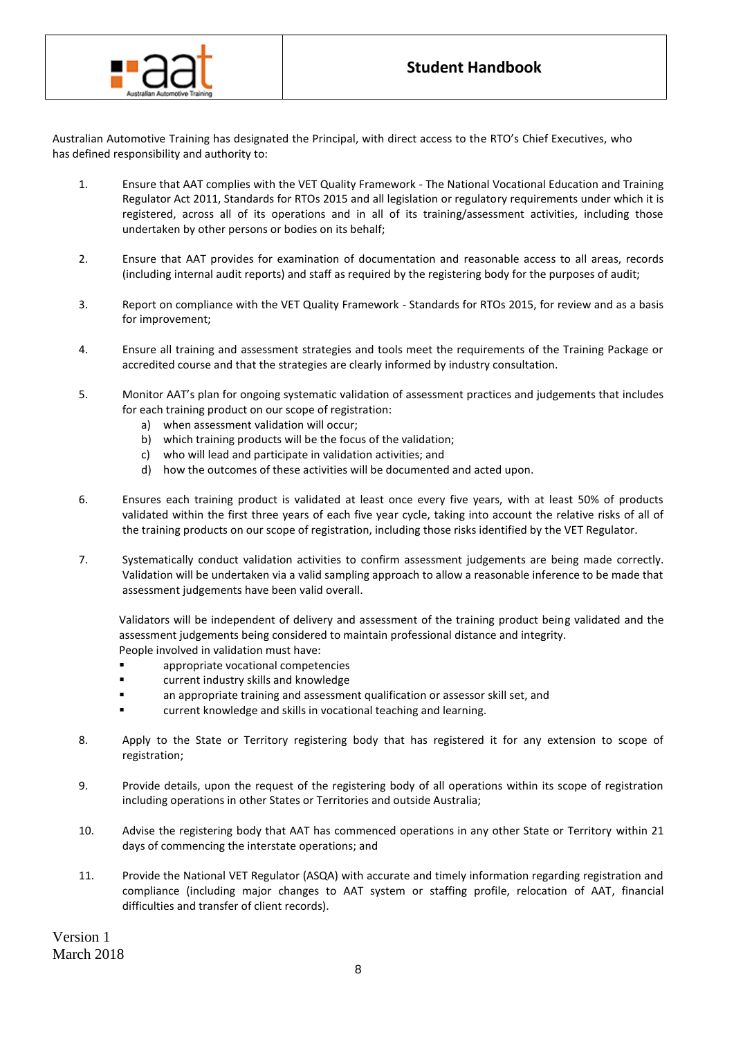Australian Automotive Training has designated the Principal, with direct access to the RTO's Chief Executives, who has defined responsibility and authority to:

1. Ensure that AAT complies with the VET Quality Framework - The National Vocational Education and Training Regulator Act 2011, Standards for RTOs 2015 and all legislation or regulatory requirements under which it is registered, across all of its operations and in all of its training/assessment activities, including those undertaken by other persons or bodies on its behalf;

2. Ensure that AAT provides for examination of documentation and reasonable access to all areas, records (including internal audit reports) and staff as required by the registering body for the purposes of audit;

3. Report on compliance with the VET Quality Framework - Standards for RTOs 2015, for review and as a basis for improvement;

4. Ensure all training and assessment strategies and tools meet the requirements of the Training Package or accredited course and that the strategies are clearly informed by industry consultation.

5. Monitor AAT's plan for ongoing systematic validation of assessment practices and judgements that includes for each training product on our scope of registration:
   a) when assessment validation will occur;
   b) which training products will be the focus of the validation;
   c) who will lead and participate in validation activities; and
   d) how the outcomes of these activities will be documented and acted upon.

6. Ensures each training product is validated at least once every five years, with at least 50% of products validated within the first three years of each five year cycle, taking into account the relative risks of all of the training products on our scope of registration, including those risks identified by the VET Regulator.

7. Systematically conduct validation activities to confirm assessment judgements are being made correctly. Validation will be undertaken via a valid sampling approach to allow a reasonable inference to be made that assessment judgements have been valid overall.

   Validators will be independent of delivery and assessment of the training product being validated and the assessment judgements being considered to maintain professional distance and integrity.
   People involved in validation must have:
   - appropriate vocational competencies
   - current industry skills and knowledge
   - an appropriate training and assessment qualification or assessor skill set, and
   - current knowledge and skills in vocational teaching and learning.

8. Apply to the State or Territory registering body that has registered it for any extension to scope of registration;

9. Provide details, upon the request of the registering body of all operations within its scope of registration including operations in other States or Territories and outside Australia;

10. Advise the registering body that AAT has commenced operations in any other State or Territory within 21 days of commencing the interstate operations; and

11. Provide the National VET Regulator (ASQA) with accurate and timely information regarding registration and compliance (including major changes to AAT system or staffing profile, relocation of AAT, financial difficulties and transfer of client records).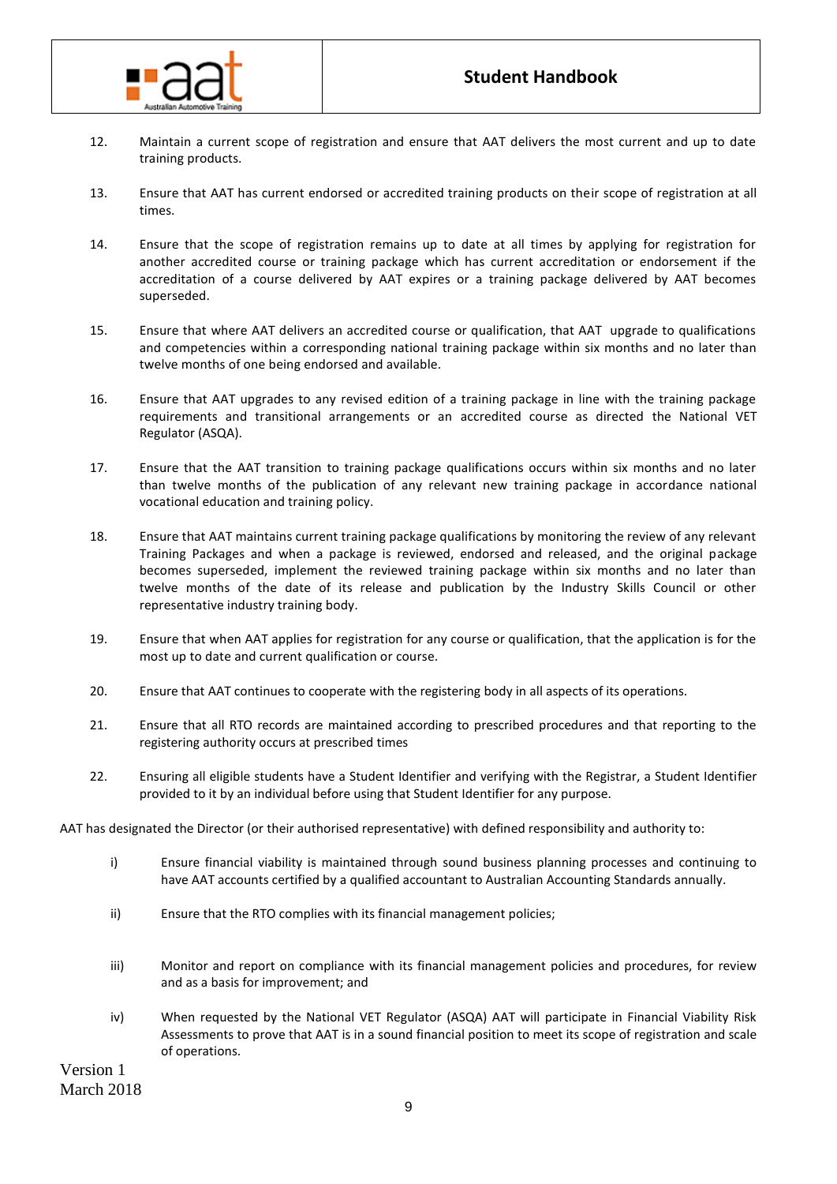12. Maintain a current scope of registration and ensure that AAT delivers the most current and up to date training products.

13. Ensure that AAT has current endorsed or accredited training products on their scope of registration at all times.

14. Ensure that the scope of registration remains up to date at all times by applying for registration for another accredited course or training package which has current accreditation or endorsement if the accreditation of a course delivered by AAT expires or a training package delivered by AAT becomes superseded.

15. Ensure that where AAT delivers an accredited course or qualification, that AAT upgrade to qualifications and competencies within a corresponding national training package within six months and no later than twelve months of one being endorsed and available.

16. Ensure that AAT upgrades to any revised edition of a training package in line with the training package requirements and transitional arrangements or an accredited course as directed the National VET Regulator (ASQA).

17. Ensure that the AAT transition to training package qualifications occurs within six months and no later than twelve months of the publication of any relevant new training package in accordance national vocational education and training policy.

18. Ensure that AAT maintains current training package qualifications by monitoring the review of any relevant Training Packages and when a package is reviewed, endorsed and released, and the original package becomes superseded, implement the reviewed training package within six months and no later than twelve months of the date of its release and publication by the Industry Skills Council or other representative industry training body.

19. Ensure that when AAT applies for registration for any course or qualification, that the application is for the most up to date and current qualification or course.

20. Ensure that AAT continues to cooperate with the registering body in all aspects of its operations.

21. Ensure that all RTO records are maintained according to prescribed procedures and that reporting to the registering authority occurs at prescribed times

22. Ensuring all eligible students have a Student Identifier and verifying with the Registrar, a Student Identifier provided to it by an individual before using that Student Identifier for any purpose.

AAT has designated the Director (or their authorised representative) with defined responsibility and authority to:

i) Ensure financial viability is maintained through sound business planning processes and continuing to have AAT accounts certified by a qualified accountant to Australian Accounting Standards annually.

ii) Ensure that the RTO complies with its financial management policies;

iii) Monitor and report on compliance with its financial management policies and procedures, for review and as a basis for improvement; and

iv) When requested by the National VET Regulator (ASQA) AAT will participate in Financial Viability Risk Assessments to prove that AAT is in a sound financial position to meet its scope of registration and scale of operations.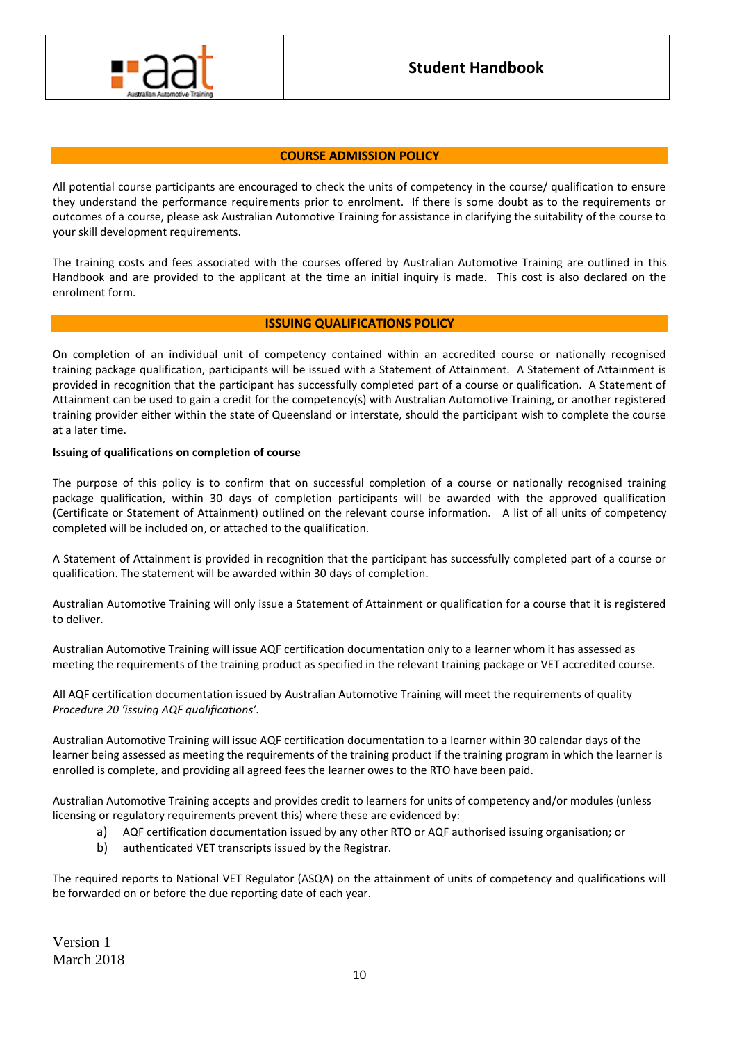## COURSE ADMISSION POLICY

All potential course participants are encouraged to check the units of competency in the course/ qualification to ensure they understand the performance requirements prior to enrolment. If there is some doubt as to the requirements or outcomes of a course, please ask Australian Automotive Training for assistance in clarifying the suitability of the course to your skill development requirements.

The training costs and fees associated with the courses offered by Australian Automotive Training are outlined in this Handbook and are provided to the applicant at the time an initial inquiry is made. This cost is also declared on the enrolment form.

## ISSUING QUALIFICATIONS POLICY

On completion of an individual unit of competency contained within an accredited course or nationally recognised training package qualification, participants will be issued with a Statement of Attainment. A Statement of Attainment is provided in recognition that the participant has successfully completed part of a course or qualification. A Statement of Attainment can be used to gain a credit for the competency(s) with Australian Automotive Training, or another registered training provider either within the state of Queensland or interstate, should the participant wish to complete the course at a later time.

**Issuing of qualifications on completion of course**

The purpose of this policy is to confirm that on successful completion of a course or nationally recognised training package qualification, within 30 days of completion participants will be awarded with the approved qualification (Certificate or Statement of Attainment) outlined on the relevant course information. A list of all units of competency completed will be included on, or attached to the qualification.

A Statement of Attainment is provided in recognition that the participant has successfully completed part of a course or qualification. The statement will be awarded within 30 days of completion.

Australian Automotive Training will only issue a Statement of Attainment or qualification for a course that it is registered to deliver.

Australian Automotive Training will issue AQF certification documentation only to a learner whom it has assessed as meeting the requirements of the training product as specified in the relevant training package or VET accredited course.

All AQF certification documentation issued by Australian Automotive Training will meet the requirements of quality *Procedure 20 'issuing AQF qualifications'*.

Australian Automotive Training will issue AQF certification documentation to a learner within 30 calendar days of the learner being assessed as meeting the requirements of the training product if the training program in which the learner is enrolled is complete, and providing all agreed fees the learner owes to the RTO have been paid.

Australian Automotive Training accepts and provides credit to learners for units of competency and/or modules (unless licensing or regulatory requirements prevent this) where these are evidenced by:

a) AQF certification documentation issued by any other RTO or AQF authorised issuing organisation; or
b) authenticated VET transcripts issued by the Registrar.

The required reports to National VET Regulator (ASQA) on the attainment of units of competency and qualifications will be forwarded on or before the due reporting date of each year.

Version 1
March 2018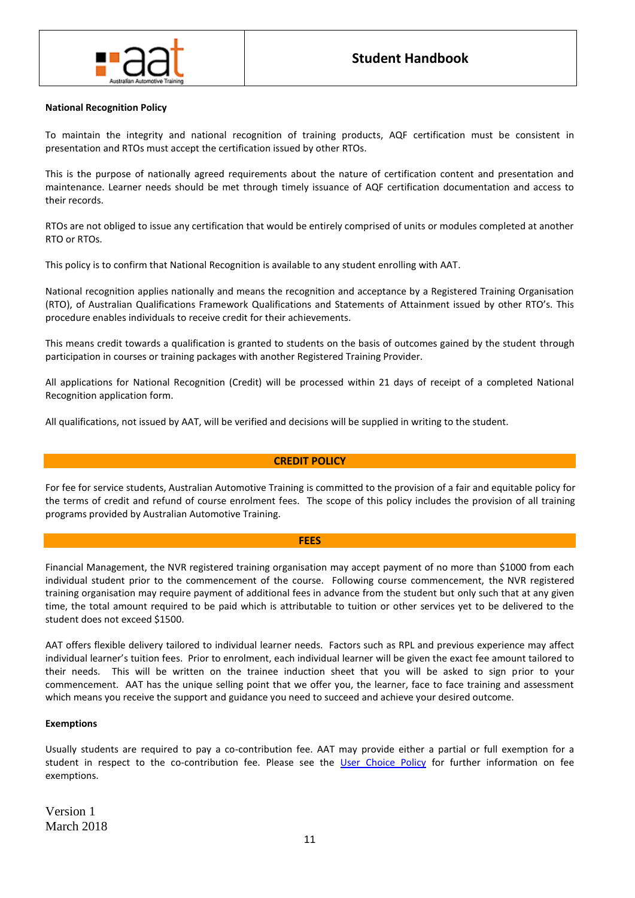**National Recognition Policy**

To maintain the integrity and national recognition of training products, AQF certification must be consistent in presentation and RTOs must accept the certification issued by other RTOs.

This is the purpose of nationally agreed requirements about the nature of certification content and presentation and maintenance. Learner needs should be met through timely issuance of AQF certification documentation and access to their records.

RTOs are not obliged to issue any certification that would be entirely comprised of units or modules completed at another RTO or RTOs.

This policy is to confirm that National Recognition is available to any student enrolling with AAT.

National recognition applies nationally and means the recognition and acceptance by a Registered Training Organisation (RTO), of Australian Qualifications Framework Qualifications and Statements of Attainment issued by other RTO's. This procedure enables individuals to receive credit for their achievements.

This means credit towards a qualification is granted to students on the basis of outcomes gained by the student through participation in courses or training packages with another Registered Training Provider.

All applications for National Recognition (Credit) will be processed within 21 days of receipt of a completed National Recognition application form.

All qualifications, not issued by AAT, will be verified and decisions will be supplied in writing to the student.

## CREDIT POLICY

For fee for service students, Australian Automotive Training is committed to the provision of a fair and equitable policy for the terms of credit and refund of course enrolment fees. The scope of this policy includes the provision of all training programs provided by Australian Automotive Training.

## FEES

Financial Management, the NVR registered training organisation may accept payment of no more than $1000 from each individual student prior to the commencement of the course. Following course commencement, the NVR registered training organisation may require payment of additional fees in advance from the student but only such that at any given time, the total amount required to be paid which is attributable to tuition or other services yet to be delivered to the student does not exceed $1500.

AAT offers flexible delivery tailored to individual learner needs. Factors such as RPL and previous experience may affect individual learner's tuition fees. Prior to enrolment, each individual learner will be given the exact fee amount tailored to their needs. This will be written on the trainee induction sheet that you will be asked to sign prior to your commencement. AAT has the unique selling point that we offer you, the learner, face to face training and assessment which means you receive the support and guidance you need to succeed and achieve your desired outcome.

**Exemptions**

Usually students are required to pay a co-contribution fee. AAT may provide either a partial or full exemption for a student in respect to the co-contribution fee. Please see the User Choice Policy for further information on fee exemptions.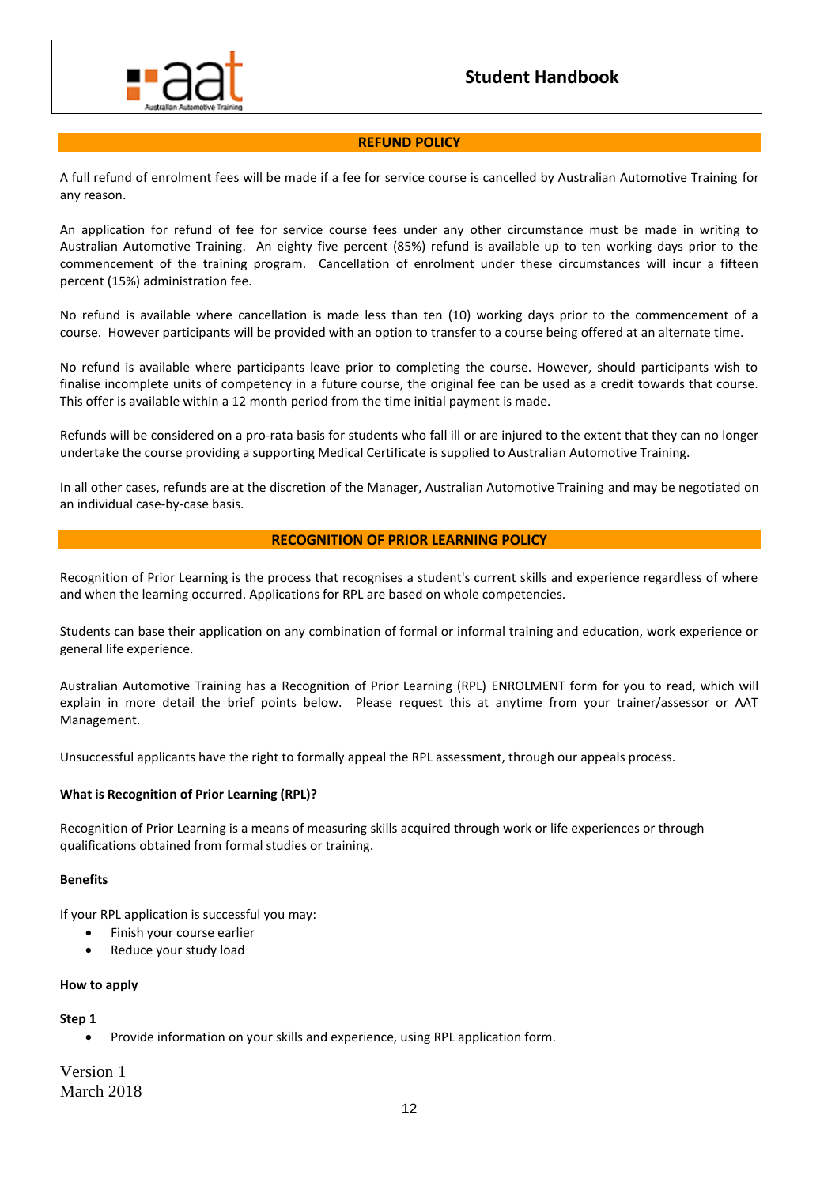## REFUND POLICY

A full refund of enrolment fees will be made if a fee for service course is cancelled by Australian Automotive Training for any reason.

An application for refund of fee for service course fees under any other circumstance must be made in writing to Australian Automotive Training. An eighty five percent (85%) refund is available up to ten working days prior to the commencement of the training program. Cancellation of enrolment under these circumstances will incur a fifteen percent (15%) administration fee.

No refund is available where cancellation is made less than ten (10) working days prior to the commencement of a course. However participants will be provided with an option to transfer to a course being offered at an alternate time.

No refund is available where participants leave prior to completing the course. However, should participants wish to finalise incomplete units of competency in a future course, the original fee can be used as a credit towards that course. This offer is available within a 12 month period from the time initial payment is made.

Refunds will be considered on a pro-rata basis for students who fall ill or are injured to the extent that they can no longer undertake the course providing a supporting Medical Certificate is supplied to Australian Automotive Training.

In all other cases, refunds are at the discretion of the Manager, Australian Automotive Training and may be negotiated on an individual case-by-case basis.

## RECOGNITION OF PRIOR LEARNING POLICY

Recognition of Prior Learning is the process that recognises a student's current skills and experience regardless of where and when the learning occurred. Applications for RPL are based on whole competencies.

Students can base their application on any combination of formal or informal training and education, work experience or general life experience.

Australian Automotive Training has a Recognition of Prior Learning (RPL) ENROLMENT form for you to read, which will explain in more detail the brief points below. Please request this at anytime from your trainer/assessor or AAT Management.

Unsuccessful applicants have the right to formally appeal the RPL assessment, through our appeals process.

**What is Recognition of Prior Learning (RPL)?**

Recognition of Prior Learning is a means of measuring skills acquired through work or life experiences or through qualifications obtained from formal studies or training.

**Benefits**

If your RPL application is successful you may:

- Finish your course earlier
- Reduce your study load

**How to apply**

**Step 1**

- Provide information on your skills and experience, using RPL application form.

Version 1
March 2018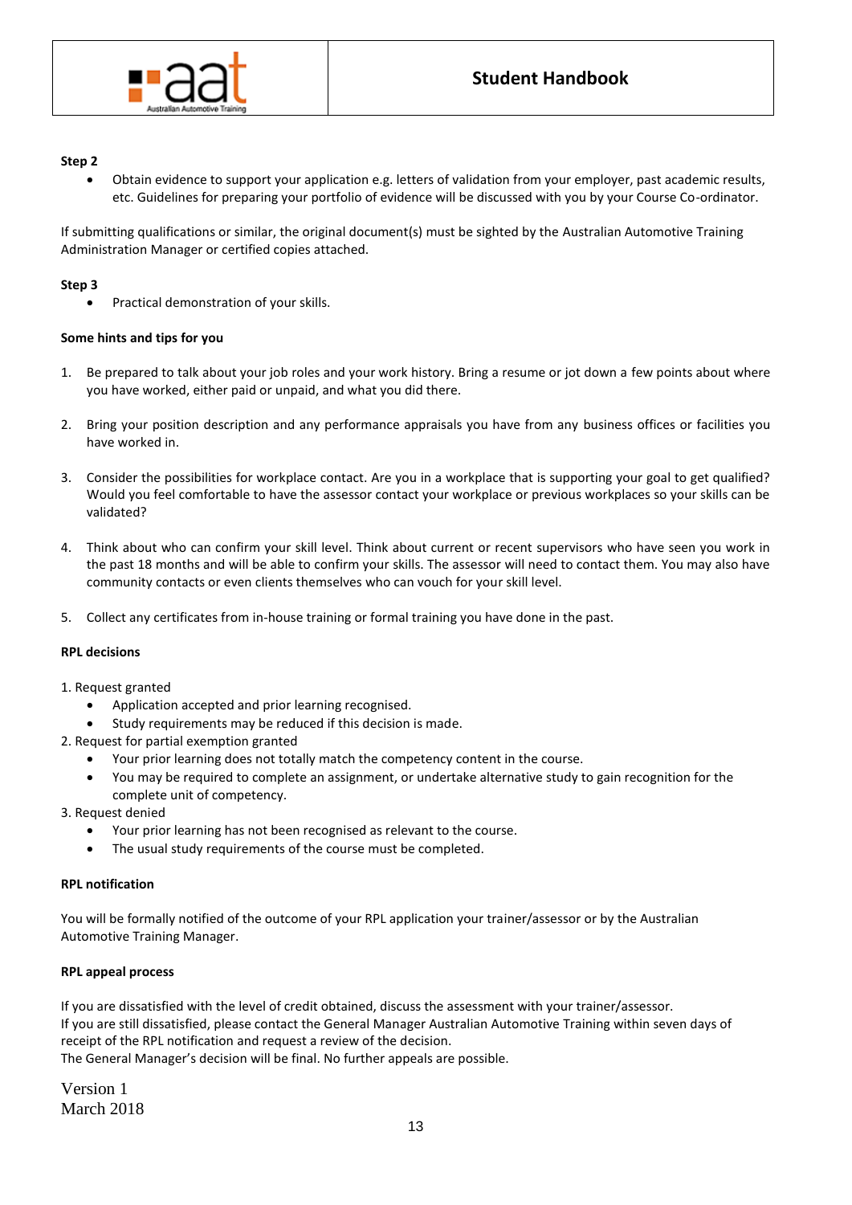**Step 2**

- Obtain evidence to support your application e.g. letters of validation from your employer, past academic results, etc. Guidelines for preparing your portfolio of evidence will be discussed with you by your Course Co-ordinator.

If submitting qualifications or similar, the original document(s) must be sighted by the Australian Automotive Training Administration Manager or certified copies attached.

**Step 3**

- Practical demonstration of your skills.

**Some hints and tips for you**

1. Be prepared to talk about your job roles and your work history. Bring a resume or jot down a few points about where you have worked, either paid or unpaid, and what you did there.

2. Bring your position description and any performance appraisals you have from any business offices or facilities you have worked in.

3. Consider the possibilities for workplace contact. Are you in a workplace that is supporting your goal to get qualified? Would you feel comfortable to have the assessor contact your workplace or previous workplaces so your skills can be validated?

4. Think about who can confirm your skill level. Think about current or recent supervisors who have seen you work in the past 18 months and will be able to confirm your skills. The assessor will need to contact them. You may also have community contacts or even clients themselves who can vouch for your skill level.

5. Collect any certificates from in-house training or formal training you have done in the past.

**RPL decisions**

1. Request granted
   - Application accepted and prior learning recognised.
   - Study requirements may be reduced if this decision is made.
2. Request for partial exemption granted
   - Your prior learning does not totally match the competency content in the course.
   - You may be required to complete an assignment, or undertake alternative study to gain recognition for the complete unit of competency.
3. Request denied
   - Your prior learning has not been recognised as relevant to the course.
   - The usual study requirements of the course must be completed.

**RPL notification**

You will be formally notified of the outcome of your RPL application your trainer/assessor or by the Australian Automotive Training Manager.

**RPL appeal process**

If you are dissatisfied with the level of credit obtained, discuss the assessment with your trainer/assessor.
If you are still dissatisfied, please contact the General Manager Australian Automotive Training within seven days of receipt of the RPL notification and request a review of the decision.
The General Manager's decision will be final. No further appeals are possible.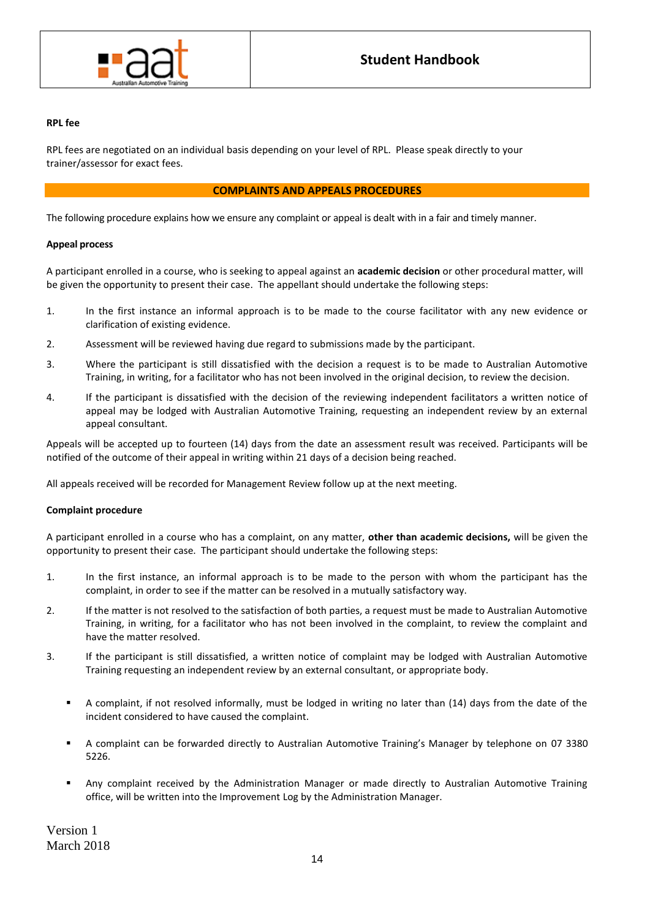**RPL fee**

RPL fees are negotiated on an individual basis depending on your level of RPL. Please speak directly to your trainer/assessor for exact fees.

## COMPLAINTS AND APPEALS PROCEDURES

The following procedure explains how we ensure any complaint or appeal is dealt with in a fair and timely manner.

**Appeal process**

A participant enrolled in a course, who is seeking to appeal against an **academic decision** or other procedural matter, will be given the opportunity to present their case. The appellant should undertake the following steps:

1. In the first instance an informal approach is to be made to the course facilitator with any new evidence or clarification of existing evidence.
2. Assessment will be reviewed having due regard to submissions made by the participant.
3. Where the participant is still dissatisfied with the decision a request is to be made to Australian Automotive Training, in writing, for a facilitator who has not been involved in the original decision, to review the decision.
4. If the participant is dissatisfied with the decision of the reviewing independent facilitators a written notice of appeal may be lodged with Australian Automotive Training, requesting an independent review by an external appeal consultant.

Appeals will be accepted up to fourteen (14) days from the date an assessment result was received. Participants will be notified of the outcome of their appeal in writing within 21 days of a decision being reached.

All appeals received will be recorded for Management Review follow up at the next meeting.

**Complaint procedure**

A participant enrolled in a course who has a complaint, on any matter, **other than academic decisions,** will be given the opportunity to present their case. The participant should undertake the following steps:

1. In the first instance, an informal approach is to be made to the person with whom the participant has the complaint, in order to see if the matter can be resolved in a mutually satisfactory way.
2. If the matter is not resolved to the satisfaction of both parties, a request must be made to Australian Automotive Training, in writing, for a facilitator who has not been involved in the complaint, to review the complaint and have the matter resolved.
3. If the participant is still dissatisfied, a written notice of complaint may be lodged with Australian Automotive Training requesting an independent review by an external consultant, or appropriate body.

- A complaint, if not resolved informally, must be lodged in writing no later than (14) days from the date of the incident considered to have caused the complaint.
- A complaint can be forwarded directly to Australian Automotive Training's Manager by telephone on 07 3380 5226.
- Any complaint received by the Administration Manager or made directly to Australian Automotive Training office, will be written into the Improvement Log by the Administration Manager.

Version 1
March 2018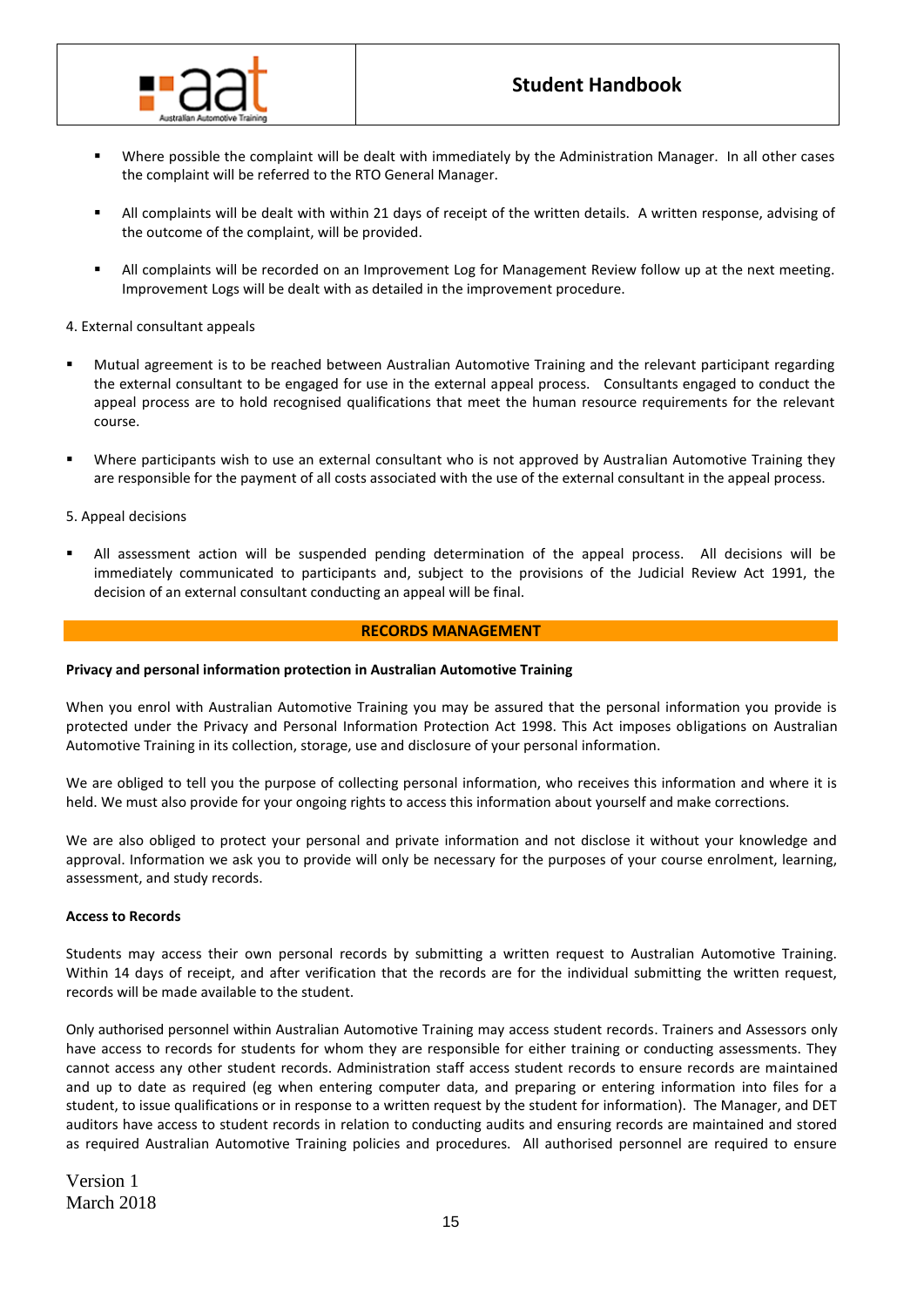- Where possible the complaint will be dealt with immediately by the Administration Manager. In all other cases the complaint will be referred to the RTO General Manager.

- All complaints will be dealt with within 21 days of receipt of the written details. A written response, advising of the outcome of the complaint, will be provided.

- All complaints will be recorded on an Improvement Log for Management Review follow up at the next meeting. Improvement Logs will be dealt with as detailed in the improvement procedure.

4. External consultant appeals

- Mutual agreement is to be reached between Australian Automotive Training and the relevant participant regarding the external consultant to be engaged for use in the external appeal process. Consultants engaged to conduct the appeal process are to hold recognised qualifications that meet the human resource requirements for the relevant course.

- Where participants wish to use an external consultant who is not approved by Australian Automotive Training they are responsible for the payment of all costs associated with the use of the external consultant in the appeal process.

5. Appeal decisions

- All assessment action will be suspended pending determination of the appeal process. All decisions will be immediately communicated to participants and, subject to the provisions of the Judicial Review Act 1991, the decision of an external consultant conducting an appeal will be final.

## RECORDS MANAGEMENT

**Privacy and personal information protection in Australian Automotive Training**

When you enrol with Australian Automotive Training you may be assured that the personal information you provide is protected under the Privacy and Personal Information Protection Act 1998. This Act imposes obligations on Australian Automotive Training in its collection, storage, use and disclosure of your personal information.

We are obliged to tell you the purpose of collecting personal information, who receives this information and where it is held. We must also provide for your ongoing rights to access this information about yourself and make corrections.

We are also obliged to protect your personal and private information and not disclose it without your knowledge and approval. Information we ask you to provide will only be necessary for the purposes of your course enrolment, learning, assessment, and study records.

**Access to Records**

Students may access their own personal records by submitting a written request to Australian Automotive Training. Within 14 days of receipt, and after verification that the records are for the individual submitting the written request, records will be made available to the student.

Only authorised personnel within Australian Automotive Training may access student records. Trainers and Assessors only have access to records for students for whom they are responsible for either training or conducting assessments. They cannot access any other student records. Administration staff access student records to ensure records are maintained and up to date as required (eg when entering computer data, and preparing or entering information into files for a student, to issue qualifications or in response to a written request by the student for information). The Manager, and DET auditors have access to student records in relation to conducting audits and ensuring records are maintained and stored as required Australian Automotive Training policies and procedures. All authorised personnel are required to ensure

Version 1
March 2018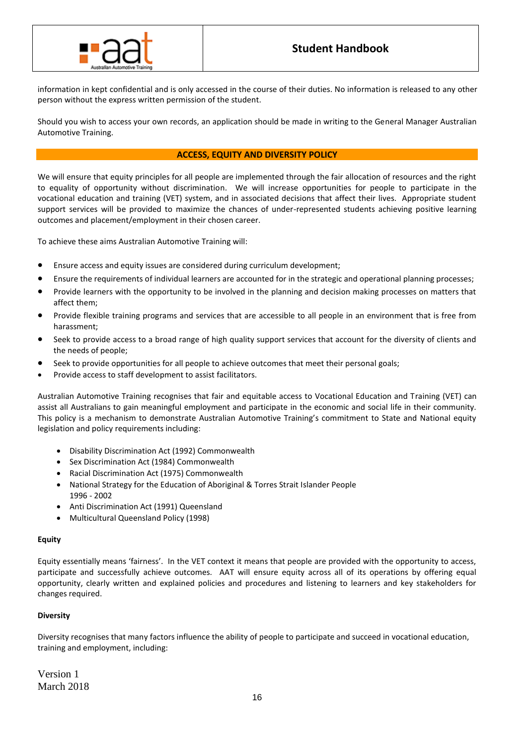information in kept confidential and is only accessed in the course of their duties. No information is released to any other person without the express written permission of the student.

Should you wish to access your own records, an application should be made in writing to the General Manager Australian Automotive Training.

## ACCESS, EQUITY AND DIVERSITY POLICY

We will ensure that equity principles for all people are implemented through the fair allocation of resources and the right to equality of opportunity without discrimination. We will increase opportunities for people to participate in the vocational education and training (VET) system, and in associated decisions that affect their lives. Appropriate student support services will be provided to maximize the chances of under-represented students achieving positive learning outcomes and placement/employment in their chosen career.

To achieve these aims Australian Automotive Training will:

- Ensure access and equity issues are considered during curriculum development;
- Ensure the requirements of individual learners are accounted for in the strategic and operational planning processes;
- Provide learners with the opportunity to be involved in the planning and decision making processes on matters that affect them;
- Provide flexible training programs and services that are accessible to all people in an environment that is free from harassment;
- Seek to provide access to a broad range of high quality support services that account for the diversity of clients and the needs of people;
- Seek to provide opportunities for all people to achieve outcomes that meet their personal goals;
- Provide access to staff development to assist facilitators.

Australian Automotive Training recognises that fair and equitable access to Vocational Education and Training (VET) can assist all Australians to gain meaningful employment and participate in the economic and social life in their community. This policy is a mechanism to demonstrate Australian Automotive Training's commitment to State and National equity legislation and policy requirements including:

- Disability Discrimination Act (1992) Commonwealth
- Sex Discrimination Act (1984) Commonwealth
- Racial Discrimination Act (1975) Commonwealth
- National Strategy for the Education of Aboriginal & Torres Strait Islander People 1996 - 2002
- Anti Discrimination Act (1991) Queensland
- Multicultural Queensland Policy (1998)

**Equity**

Equity essentially means 'fairness'. In the VET context it means that people are provided with the opportunity to access, participate and successfully achieve outcomes. AAT will ensure equity across all of its operations by offering equal opportunity, clearly written and explained policies and procedures and listening to learners and key stakeholders for changes required.

**Diversity**

Diversity recognises that many factors influence the ability of people to participate and succeed in vocational education, training and employment, including:

Version 1
March 2018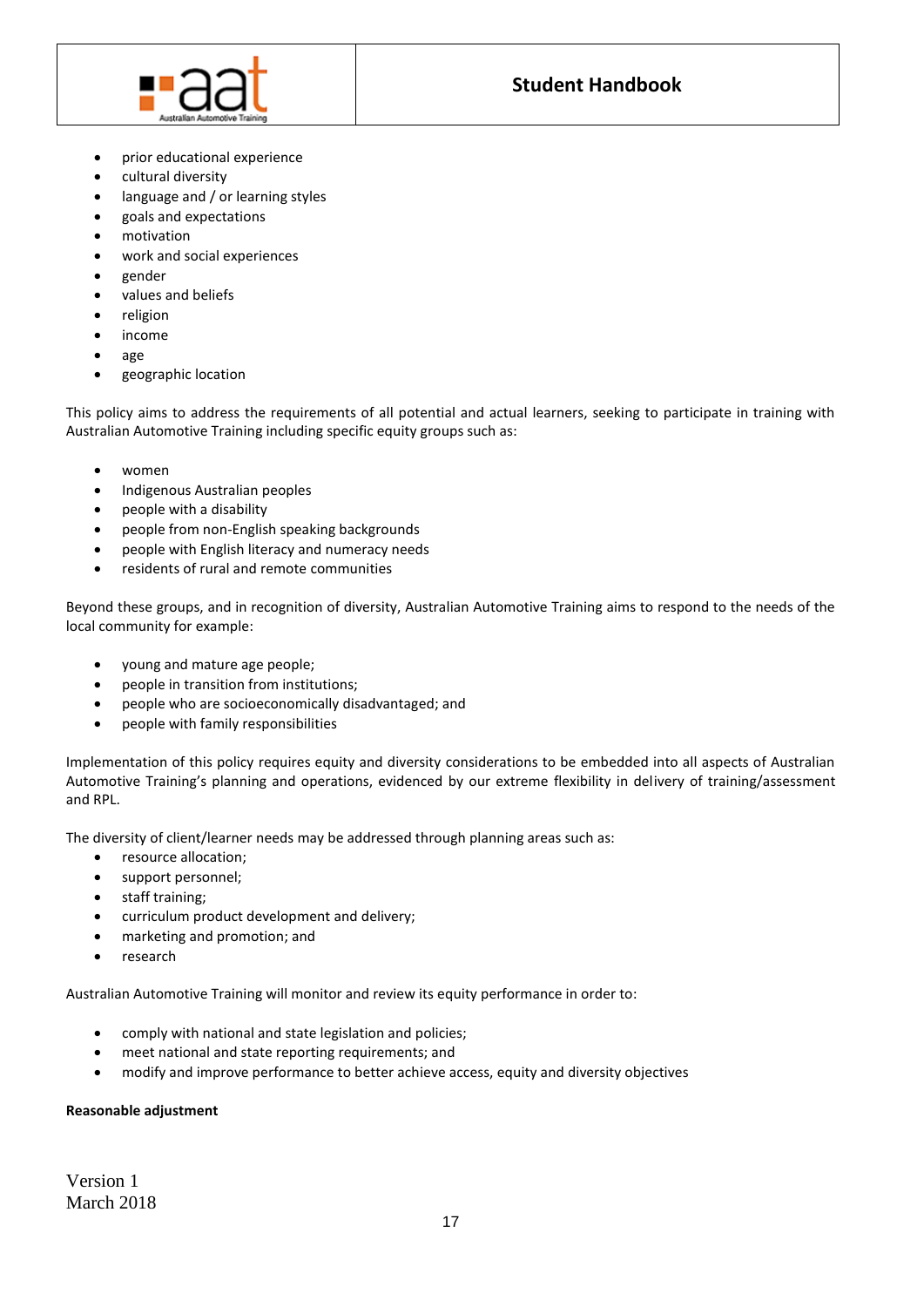- prior educational experience
- cultural diversity
- language and / or learning styles
- goals and expectations
- motivation
- work and social experiences
- gender
- values and beliefs
- religion
- income
- age
- geographic location

This policy aims to address the requirements of all potential and actual learners, seeking to participate in training with Australian Automotive Training including specific equity groups such as:

- women
- Indigenous Australian peoples
- people with a disability
- people from non-English speaking backgrounds
- people with English literacy and numeracy needs
- residents of rural and remote communities

Beyond these groups, and in recognition of diversity, Australian Automotive Training aims to respond to the needs of the local community for example:

- young and mature age people;
- people in transition from institutions;
- people who are socioeconomically disadvantaged; and
- people with family responsibilities

Implementation of this policy requires equity and diversity considerations to be embedded into all aspects of Australian Automotive Training's planning and operations, evidenced by our extreme flexibility in delivery of training/assessment and RPL.

The diversity of client/learner needs may be addressed through planning areas such as:

- resource allocation;
- support personnel;
- staff training;
- curriculum product development and delivery;
- marketing and promotion; and
- research

Australian Automotive Training will monitor and review its equity performance in order to:

- comply with national and state legislation and policies;
- meet national and state reporting requirements; and
- modify and improve performance to better achieve access, equity and diversity objectives

**Reasonable adjustment**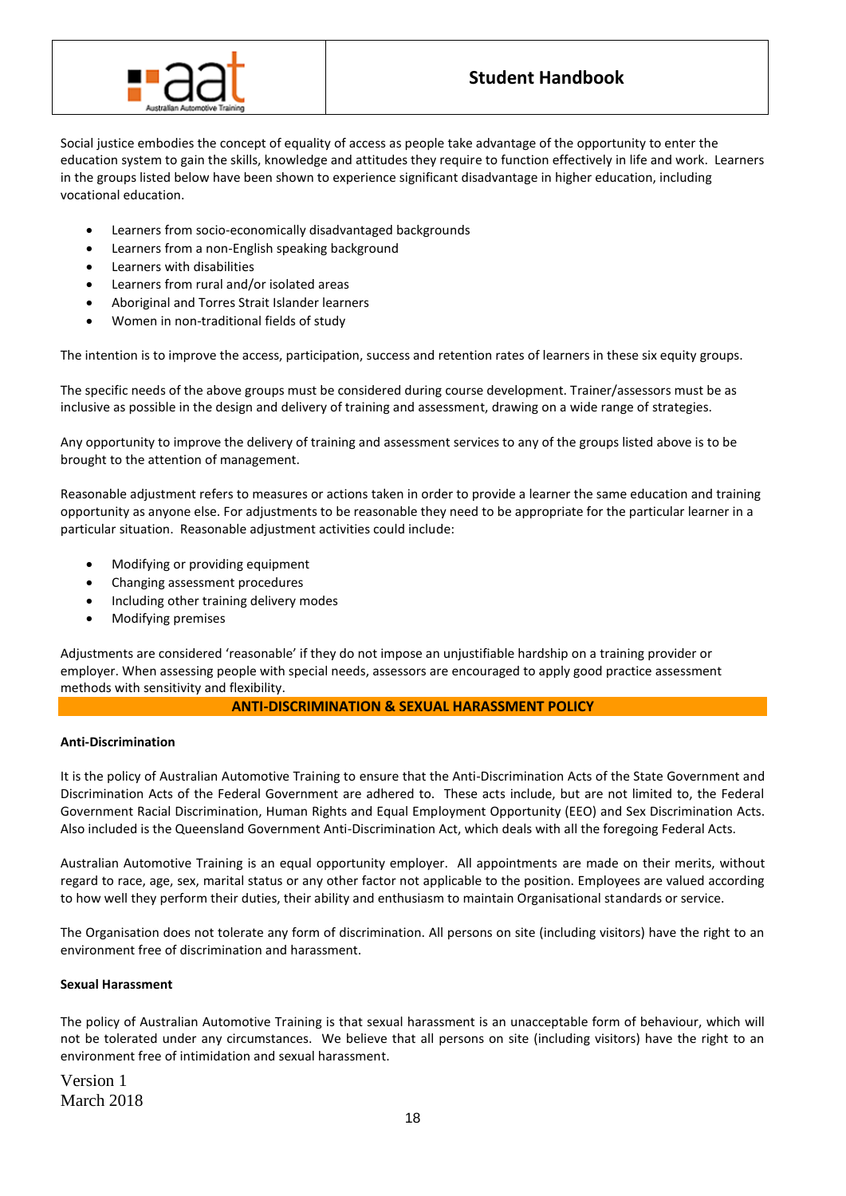Social justice embodies the concept of equality of access as people take advantage of the opportunity to enter the education system to gain the skills, knowledge and attitudes they require to function effectively in life and work. Learners in the groups listed below have been shown to experience significant disadvantage in higher education, including vocational education.

- Learners from socio-economically disadvantaged backgrounds
- Learners from a non-English speaking background
- Learners with disabilities
- Learners from rural and/or isolated areas
- Aboriginal and Torres Strait Islander learners
- Women in non-traditional fields of study

The intention is to improve the access, participation, success and retention rates of learners in these six equity groups.

The specific needs of the above groups must be considered during course development. Trainer/assessors must be as inclusive as possible in the design and delivery of training and assessment, drawing on a wide range of strategies.

Any opportunity to improve the delivery of training and assessment services to any of the groups listed above is to be brought to the attention of management.

Reasonable adjustment refers to measures or actions taken in order to provide a learner the same education and training opportunity as anyone else. For adjustments to be reasonable they need to be appropriate for the particular learner in a particular situation. Reasonable adjustment activities could include:

- Modifying or providing equipment
- Changing assessment procedures
- Including other training delivery modes
- Modifying premises

Adjustments are considered 'reasonable' if they do not impose an unjustifiable hardship on a training provider or employer. When assessing people with special needs, assessors are encouraged to apply good practice assessment methods with sensitivity and flexibility.

## ANTI-DISCRIMINATION & SEXUAL HARASSMENT POLICY

**Anti-Discrimination**

It is the policy of Australian Automotive Training to ensure that the Anti-Discrimination Acts of the State Government and Discrimination Acts of the Federal Government are adhered to. These acts include, but are not limited to, the Federal Government Racial Discrimination, Human Rights and Equal Employment Opportunity (EEO) and Sex Discrimination Acts. Also included is the Queensland Government Anti-Discrimination Act, which deals with all the foregoing Federal Acts.

Australian Automotive Training is an equal opportunity employer. All appointments are made on their merits, without regard to race, age, sex, marital status or any other factor not applicable to the position. Employees are valued according to how well they perform their duties, their ability and enthusiasm to maintain Organisational standards or service.

The Organisation does not tolerate any form of discrimination. All persons on site (including visitors) have the right to an environment free of discrimination and harassment.

**Sexual Harassment**

The policy of Australian Automotive Training is that sexual harassment is an unacceptable form of behaviour, which will not be tolerated under any circumstances. We believe that all persons on site (including visitors) have the right to an environment free of intimidation and sexual harassment.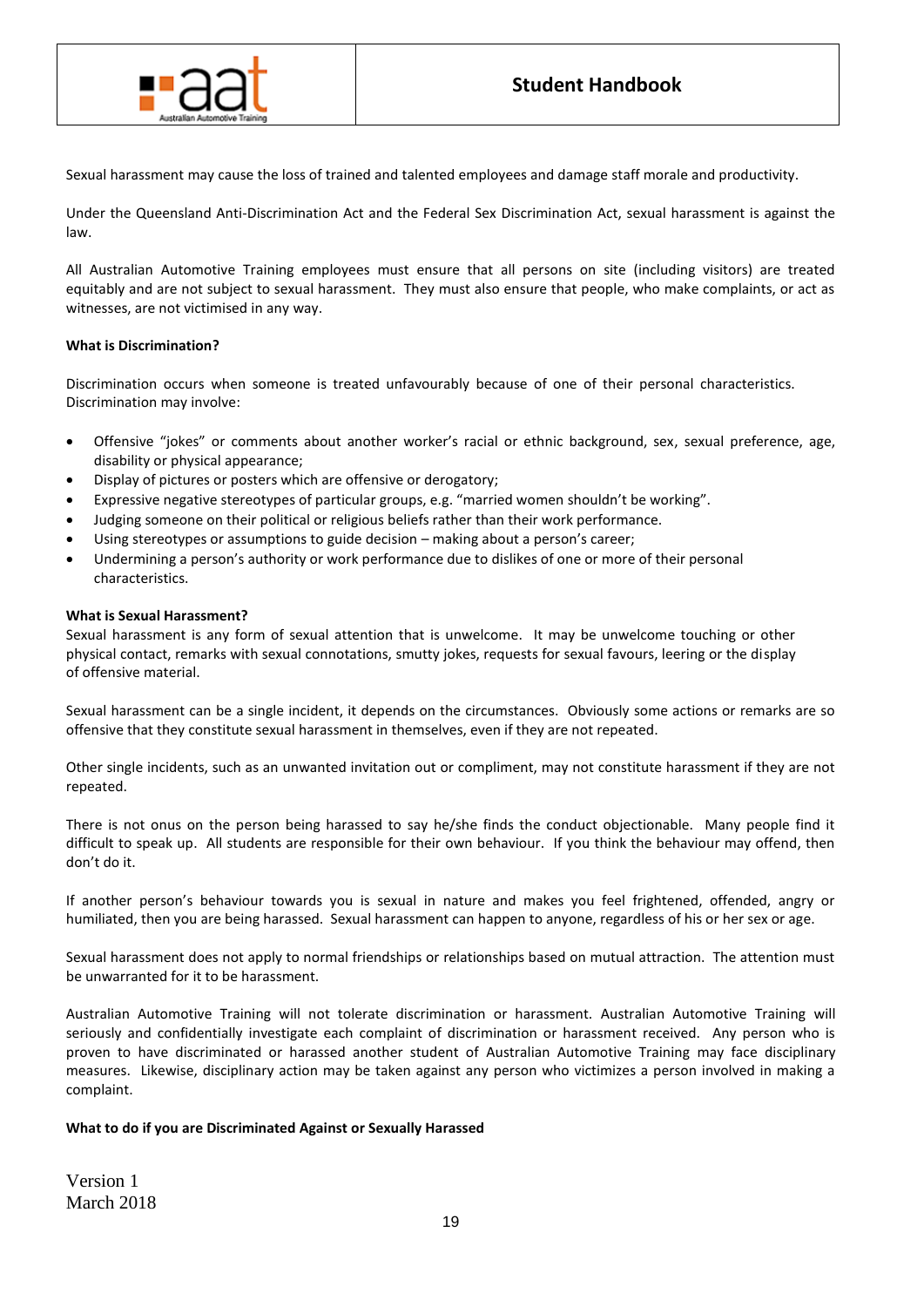Sexual harassment may cause the loss of trained and talented employees and damage staff morale and productivity.

Under the Queensland Anti-Discrimination Act and the Federal Sex Discrimination Act, sexual harassment is against the law.

All Australian Automotive Training employees must ensure that all persons on site (including visitors) are treated equitably and are not subject to sexual harassment. They must also ensure that people, who make complaints, or act as witnesses, are not victimised in any way.

**What is Discrimination?**

Discrimination occurs when someone is treated unfavourably because of one of their personal characteristics. Discrimination may involve:

- Offensive "jokes" or comments about another worker's racial or ethnic background, sex, sexual preference, age, disability or physical appearance;
- Display of pictures or posters which are offensive or derogatory;
- Expressive negative stereotypes of particular groups, e.g. "married women shouldn't be working".
- Judging someone on their political or religious beliefs rather than their work performance.
- Using stereotypes or assumptions to guide decision – making about a person's career;
- Undermining a person's authority or work performance due to dislikes of one or more of their personal characteristics.

**What is Sexual Harassment?**

Sexual harassment is any form of sexual attention that is unwelcome. It may be unwelcome touching or other physical contact, remarks with sexual connotations, smutty jokes, requests for sexual favours, leering or the display of offensive material.

Sexual harassment can be a single incident, it depends on the circumstances. Obviously some actions or remarks are so offensive that they constitute sexual harassment in themselves, even if they are not repeated.

Other single incidents, such as an unwanted invitation out or compliment, may not constitute harassment if they are not repeated.

There is not onus on the person being harassed to say he/she finds the conduct objectionable. Many people find it difficult to speak up. All students are responsible for their own behaviour. If you think the behaviour may offend, then don't do it.

If another person's behaviour towards you is sexual in nature and makes you feel frightened, offended, angry or humiliated, then you are being harassed. Sexual harassment can happen to anyone, regardless of his or her sex or age.

Sexual harassment does not apply to normal friendships or relationships based on mutual attraction. The attention must be unwarranted for it to be harassment.

Australian Automotive Training will not tolerate discrimination or harassment. Australian Automotive Training will seriously and confidentially investigate each complaint of discrimination or harassment received. Any person who is proven to have discriminated or harassed another student of Australian Automotive Training may face disciplinary measures. Likewise, disciplinary action may be taken against any person who victimizes a person involved in making a complaint.

**What to do if you are Discriminated Against or Sexually Harassed**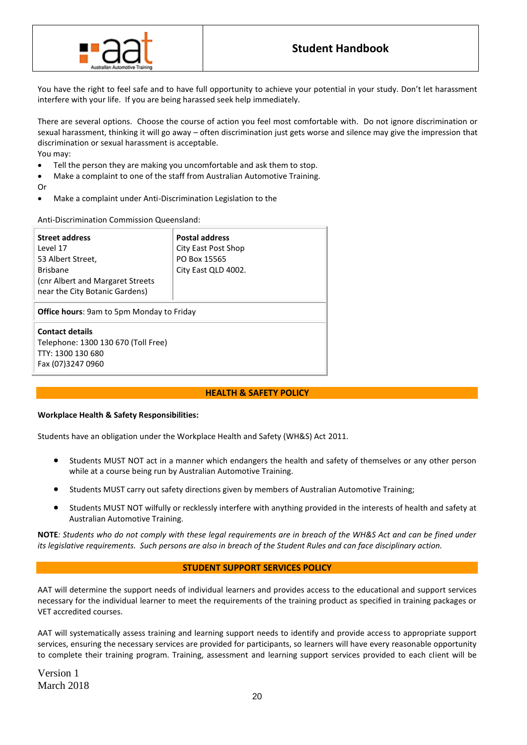You have the right to feel safe and to have full opportunity to achieve your potential in your study. Don't let harassment interfere with your life. If you are being harassed seek help immediately.

There are several options. Choose the course of action you feel most comfortable with. Do not ignore discrimination or sexual harassment, thinking it will go away – often discrimination just gets worse and silence may give the impression that discrimination or sexual harassment is acceptable.

You may:

- Tell the person they are making you uncomfortable and ask them to stop.
- Make a complaint to one of the staff from Australian Automotive Training.

Or

- Make a complaint under Anti-Discrimination Legislation to the

Anti-Discrimination Commission Queensland:

| **Street address**<br>Level 17<br>53 Albert Street,<br>Brisbane<br>(cnr Albert and Margaret Streets near the City Botanic Gardens) | **Postal address**<br>City East Post Shop<br>PO Box 15565<br>City East QLD 4002. |
|---|---|
| **Office hours**: 9am to 5pm Monday to Friday | |
| **Contact details**<br>Telephone: 1300 130 670 (Toll Free)<br>TTY: 1300 130 680<br>Fax (07)3247 0960 | |

## HEALTH & SAFETY POLICY

**Workplace Health & Safety Responsibilities:**

Students have an obligation under the Workplace Health and Safety (WH&S) Act 2011.

- Students MUST NOT act in a manner which endangers the health and safety of themselves or any other person while at a course being run by Australian Automotive Training.
- Students MUST carry out safety directions given by members of Australian Automotive Training;
- Students MUST NOT wilfully or recklessly interfere with anything provided in the interests of health and safety at Australian Automotive Training.

**NOTE**: *Students who do not comply with these legal requirements are in breach of the WH&S Act and can be fined under its legislative requirements. Such persons are also in breach of the Student Rules and can face disciplinary action.*

## STUDENT SUPPORT SERVICES POLICY

AAT will determine the support needs of individual learners and provides access to the educational and support services necessary for the individual learner to meet the requirements of the training product as specified in training packages or VET accredited courses.

AAT will systematically assess training and learning support needs to identify and provide access to appropriate support services, ensuring the necessary services are provided for participants, so learners will have every reasonable opportunity to complete their training program. Training, assessment and learning support services provided to each client will be

Version 1
March 2018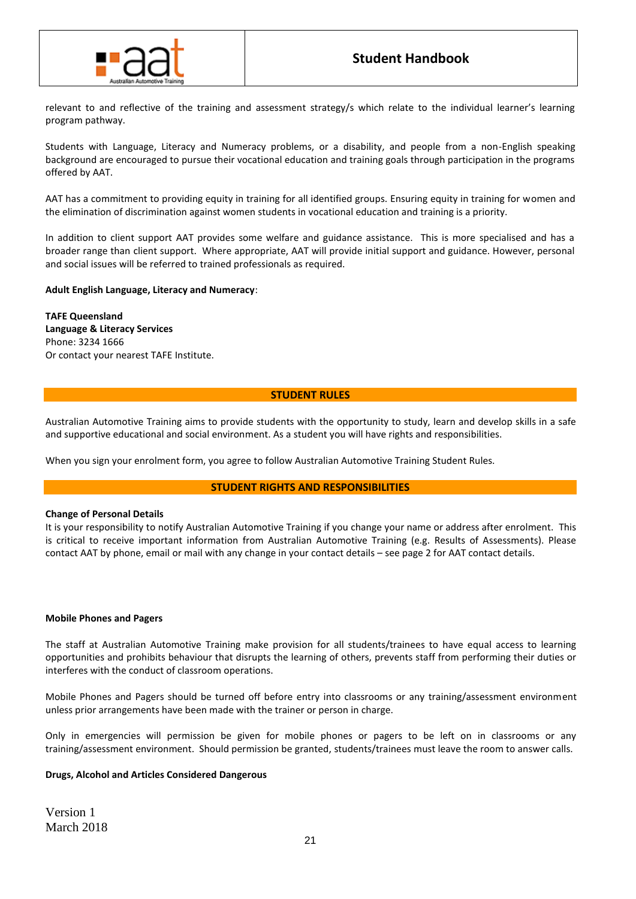relevant to and reflective of the training and assessment strategy/s which relate to the individual learner's learning program pathway.

Students with Language, Literacy and Numeracy problems, or a disability, and people from a non-English speaking background are encouraged to pursue their vocational education and training goals through participation in the programs offered by AAT.

AAT has a commitment to providing equity in training for all identified groups. Ensuring equity in training for women and the elimination of discrimination against women students in vocational education and training is a priority.

In addition to client support AAT provides some welfare and guidance assistance. This is more specialised and has a broader range than client support. Where appropriate, AAT will provide initial support and guidance. However, personal and social issues will be referred to trained professionals as required.

**Adult English Language, Literacy and Numeracy**:

**TAFE Queensland**
**Language & Literacy Services**
Phone: 3234 1666
Or contact your nearest TAFE Institute.

## STUDENT RULES

Australian Automotive Training aims to provide students with the opportunity to study, learn and develop skills in a safe and supportive educational and social environment. As a student you will have rights and responsibilities.

When you sign your enrolment form, you agree to follow Australian Automotive Training Student Rules.

## STUDENT RIGHTS AND RESPONSIBILITIES

**Change of Personal Details**
It is your responsibility to notify Australian Automotive Training if you change your name or address after enrolment. This is critical to receive important information from Australian Automotive Training (e.g. Results of Assessments). Please contact AAT by phone, email or mail with any change in your contact details – see page 2 for AAT contact details.

**Mobile Phones and Pagers**

The staff at Australian Automotive Training make provision for all students/trainees to have equal access to learning opportunities and prohibits behaviour that disrupts the learning of others, prevents staff from performing their duties or interferes with the conduct of classroom operations.

Mobile Phones and Pagers should be turned off before entry into classrooms or any training/assessment environment unless prior arrangements have been made with the trainer or person in charge.

Only in emergencies will permission be given for mobile phones or pagers to be left on in classrooms or any training/assessment environment. Should permission be granted, students/trainees must leave the room to answer calls.

**Drugs, Alcohol and Articles Considered Dangerous**

Version 1
March 2018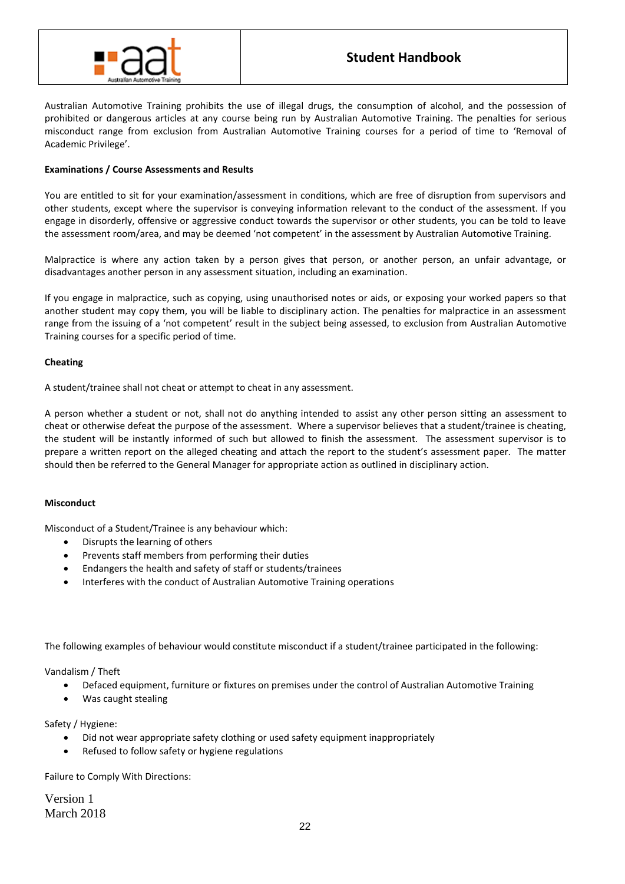Australian Automotive Training prohibits the use of illegal drugs, the consumption of alcohol, and the possession of prohibited or dangerous articles at any course being run by Australian Automotive Training. The penalties for serious misconduct range from exclusion from Australian Automotive Training courses for a period of time to 'Removal of Academic Privilege'.

**Examinations / Course Assessments and Results**

You are entitled to sit for your examination/assessment in conditions, which are free of disruption from supervisors and other students, except where the supervisor is conveying information relevant to the conduct of the assessment. If you engage in disorderly, offensive or aggressive conduct towards the supervisor or other students, you can be told to leave the assessment room/area, and may be deemed 'not competent' in the assessment by Australian Automotive Training.

Malpractice is where any action taken by a person gives that person, or another person, an unfair advantage, or disadvantages another person in any assessment situation, including an examination.

If you engage in malpractice, such as copying, using unauthorised notes or aids, or exposing your worked papers so that another student may copy them, you will be liable to disciplinary action. The penalties for malpractice in an assessment range from the issuing of a 'not competent' result in the subject being assessed, to exclusion from Australian Automotive Training courses for a specific period of time.

**Cheating**

A student/trainee shall not cheat or attempt to cheat in any assessment.

A person whether a student or not, shall not do anything intended to assist any other person sitting an assessment to cheat or otherwise defeat the purpose of the assessment. Where a supervisor believes that a student/trainee is cheating, the student will be instantly informed of such but allowed to finish the assessment. The assessment supervisor is to prepare a written report on the alleged cheating and attach the report to the student's assessment paper. The matter should then be referred to the General Manager for appropriate action as outlined in disciplinary action.

**Misconduct**

Misconduct of a Student/Trainee is any behaviour which:

- Disrupts the learning of others
- Prevents staff members from performing their duties
- Endangers the health and safety of staff or students/trainees
- Interferes with the conduct of Australian Automotive Training operations

The following examples of behaviour would constitute misconduct if a student/trainee participated in the following:

Vandalism / Theft

- Defaced equipment, furniture or fixtures on premises under the control of Australian Automotive Training
- Was caught stealing

Safety / Hygiene:

- Did not wear appropriate safety clothing or used safety equipment inappropriately
- Refused to follow safety or hygiene regulations

Failure to Comply With Directions: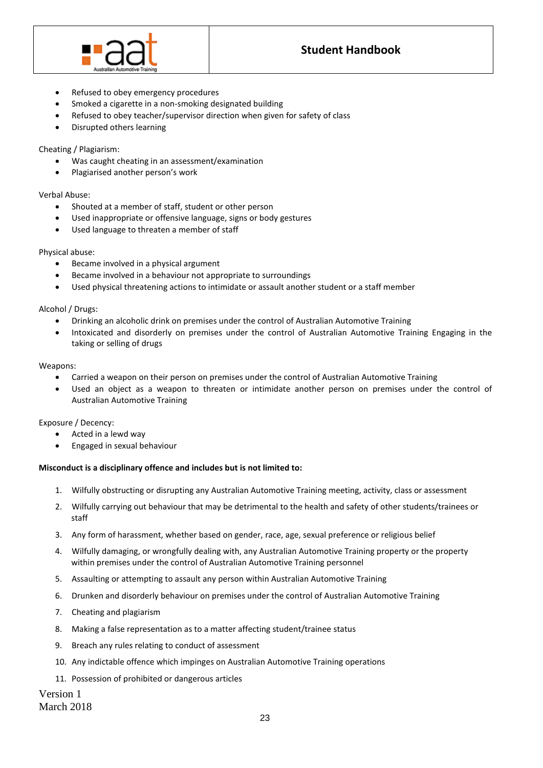- Refused to obey emergency procedures
- Smoked a cigarette in a non-smoking designated building
- Refused to obey teacher/supervisor direction when given for safety of class
- Disrupted others learning

Cheating / Plagiarism:

- Was caught cheating in an assessment/examination
- Plagiarised another person's work

Verbal Abuse:

- Shouted at a member of staff, student or other person
- Used inappropriate or offensive language, signs or body gestures
- Used language to threaten a member of staff

Physical abuse:

- Became involved in a physical argument
- Became involved in a behaviour not appropriate to surroundings
- Used physical threatening actions to intimidate or assault another student or a staff member

Alcohol / Drugs:

- Drinking an alcoholic drink on premises under the control of Australian Automotive Training
- Intoxicated and disorderly on premises under the control of Australian Automotive Training Engaging in the taking or selling of drugs

Weapons:

- Carried a weapon on their person on premises under the control of Australian Automotive Training
- Used an object as a weapon to threaten or intimidate another person on premises under the control of Australian Automotive Training

Exposure / Decency:

- Acted in a lewd way
- Engaged in sexual behaviour

**Misconduct is a disciplinary offence and includes but is not limited to:**

1. Wilfully obstructing or disrupting any Australian Automotive Training meeting, activity, class or assessment
2. Wilfully carrying out behaviour that may be detrimental to the health and safety of other students/trainees or staff
3. Any form of harassment, whether based on gender, race, age, sexual preference or religious belief
4. Wilfully damaging, or wrongfully dealing with, any Australian Automotive Training property or the property within premises under the control of Australian Automotive Training personnel
5. Assaulting or attempting to assault any person within Australian Automotive Training
6. Drunken and disorderly behaviour on premises under the control of Australian Automotive Training
7. Cheating and plagiarism
8. Making a false representation as to a matter affecting student/trainee status
9. Breach any rules relating to conduct of assessment
10. Any indictable offence which impinges on Australian Automotive Training operations
11. Possession of prohibited or dangerous articles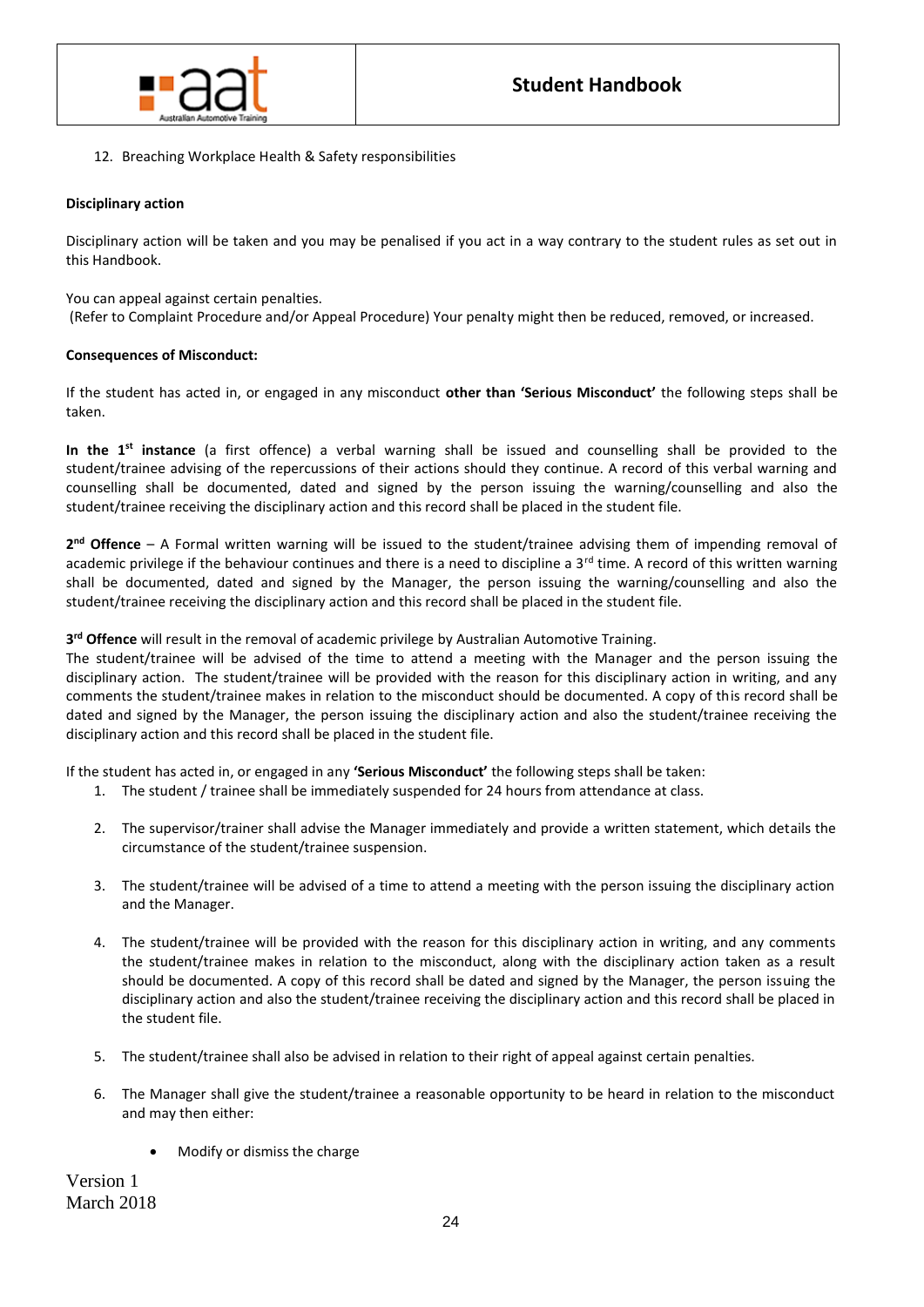12. Breaching Workplace Health & Safety responsibilities

**Disciplinary action**

Disciplinary action will be taken and you may be penalised if you act in a way contrary to the student rules as set out in this Handbook.

You can appeal against certain penalties.
(Refer to Complaint Procedure and/or Appeal Procedure) Your penalty might then be reduced, removed, or increased.

**Consequences of Misconduct:**

If the student has acted in, or engaged in any misconduct **other than 'Serious Misconduct'** the following steps shall be taken.

**In the 1st instance** (a first offence) a verbal warning shall be issued and counselling shall be provided to the student/trainee advising of the repercussions of their actions should they continue. A record of this verbal warning and counselling shall be documented, dated and signed by the person issuing the warning/counselling and also the student/trainee receiving the disciplinary action and this record shall be placed in the student file.

**2nd Offence** – A Formal written warning will be issued to the student/trainee advising them of impending removal of academic privilege if the behaviour continues and there is a need to discipline a 3rd time. A record of this written warning shall be documented, dated and signed by the Manager, the person issuing the warning/counselling and also the student/trainee receiving the disciplinary action and this record shall be placed in the student file.

**3rd Offence** will result in the removal of academic privilege by Australian Automotive Training.
The student/trainee will be advised of the time to attend a meeting with the Manager and the person issuing the disciplinary action. The student/trainee will be provided with the reason for this disciplinary action in writing, and any comments the student/trainee makes in relation to the misconduct should be documented. A copy of this record shall be dated and signed by the Manager, the person issuing the disciplinary action and also the student/trainee receiving the disciplinary action and this record shall be placed in the student file.

If the student has acted in, or engaged in any **'Serious Misconduct'** the following steps shall be taken:

1. The student / trainee shall be immediately suspended for 24 hours from attendance at class.

2. The supervisor/trainer shall advise the Manager immediately and provide a written statement, which details the circumstance of the student/trainee suspension.

3. The student/trainee will be advised of a time to attend a meeting with the person issuing the disciplinary action and the Manager.

4. The student/trainee will be provided with the reason for this disciplinary action in writing, and any comments the student/trainee makes in relation to the misconduct, along with the disciplinary action taken as a result should be documented. A copy of this record shall be dated and signed by the Manager, the person issuing the disciplinary action and also the student/trainee receiving the disciplinary action and this record shall be placed in the student file.

5. The student/trainee shall also be advised in relation to their right of appeal against certain penalties.

6. The Manager shall give the student/trainee a reasonable opportunity to be heard in relation to the misconduct and may then either:

    - Modify or dismiss the charge

Version 1
March 2018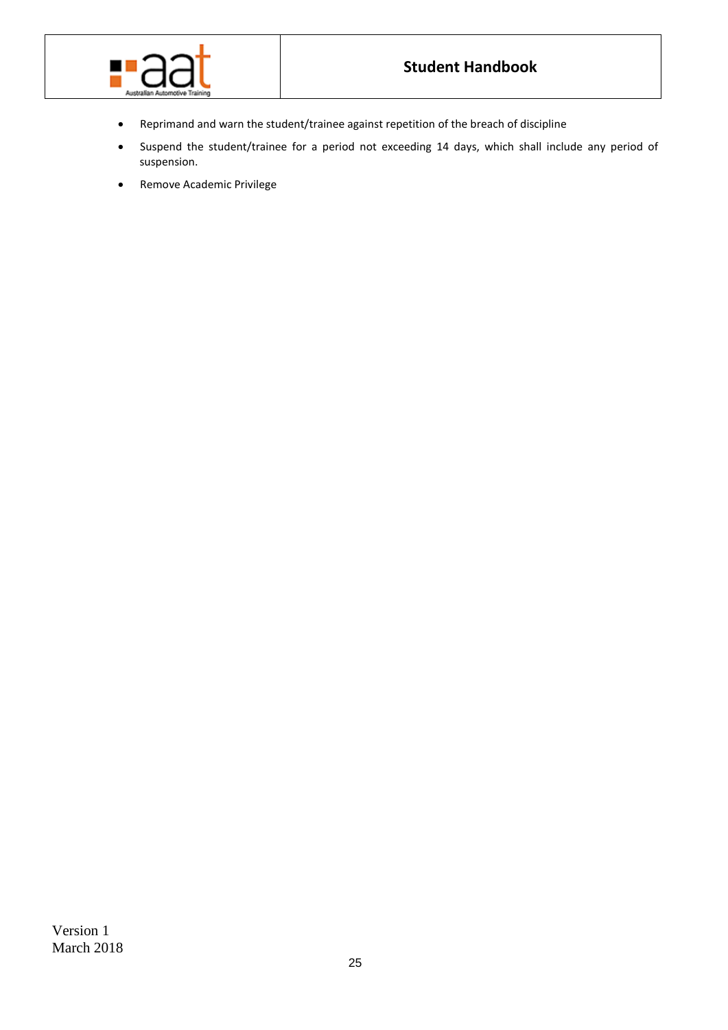- Reprimand and warn the student/trainee against repetition of the breach of discipline
- Suspend the student/trainee for a period not exceeding 14 days, which shall include any period of suspension.
- Remove Academic Privilege